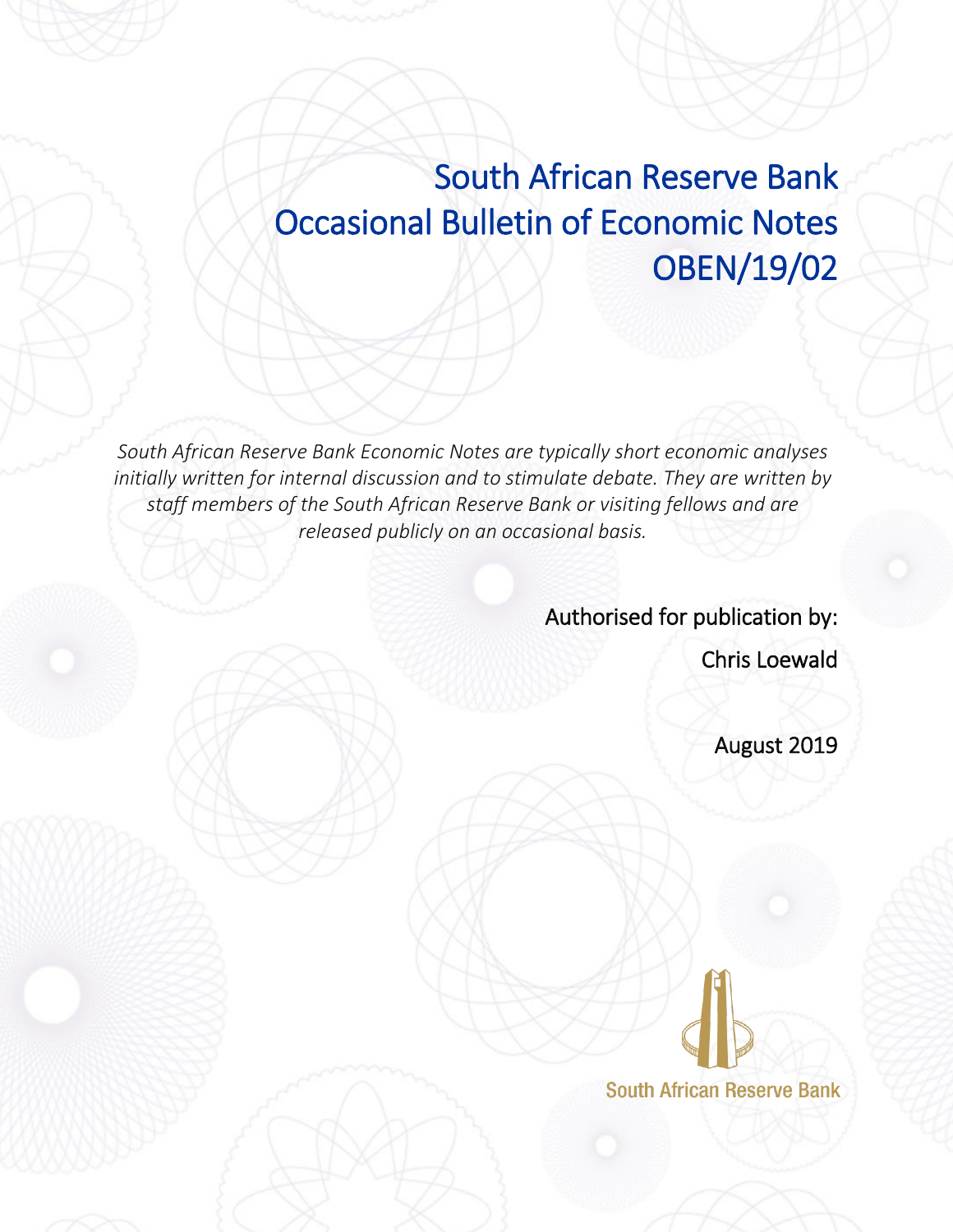# South African Reserve Bank
# Occasional Bulletin of Economic Notes
# OBEN/19/02

*South African Reserve Bank Economic Notes are typically short economic analyses initially written for internal discussion and to stimulate debate. They are written by staff members of the South African Reserve Bank or visiting fellows and are released publicly on an occasional basis.*

Authorised for publication by:

Chris Loewald

August 2019

South African Reserve Bank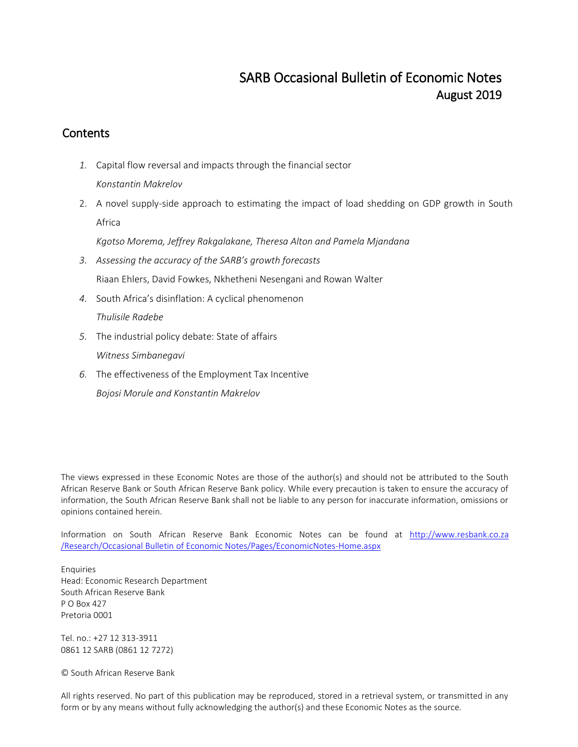# SARB Occasional Bulletin of Economic Notes

## August 2019

## Contents

1. Capital flow reversal and impacts through the financial sector

   *Konstantin Makrelov*

2. A novel supply-side approach to estimating the impact of load shedding on GDP growth in South Africa

   *Kgotso Morema, Jeffrey Rakgalakane, Theresa Alton and Pamela Mjandana*

3. *Assessing the accuracy of the SARB's growth forecasts*

   Riaan Ehlers, David Fowkes, Nkhetheni Nesengani and Rowan Walter

4. South Africa's disinflation: A cyclical phenomenon

   *Thulisile Radebe*

5. The industrial policy debate: State of affairs

   *Witness Simbanegavi*

6. The effectiveness of the Employment Tax Incentive

   *Bojosi Morule and Konstantin Makrelov*

The views expressed in these Economic Notes are those of the author(s) and should not be attributed to the South African Reserve Bank or South African Reserve Bank policy. While every precaution is taken to ensure the accuracy of information, the South African Reserve Bank shall not be liable to any person for inaccurate information, omissions or opinions contained herein.

Information on South African Reserve Bank Economic Notes can be found at http://www.resbank.co.za/Research/Occasional Bulletin of Economic Notes/Pages/EconomicNotes-Home.aspx

Enquiries
Head: Economic Research Department
South African Reserve Bank
P O Box 427
Pretoria 0001

Tel. no.: +27 12 313-3911
0861 12 SARB (0861 12 7272)

© South African Reserve Bank

All rights reserved. No part of this publication may be reproduced, stored in a retrieval system, or transmitted in any form or by any means without fully acknowledging the author(s) and these Economic Notes as the source.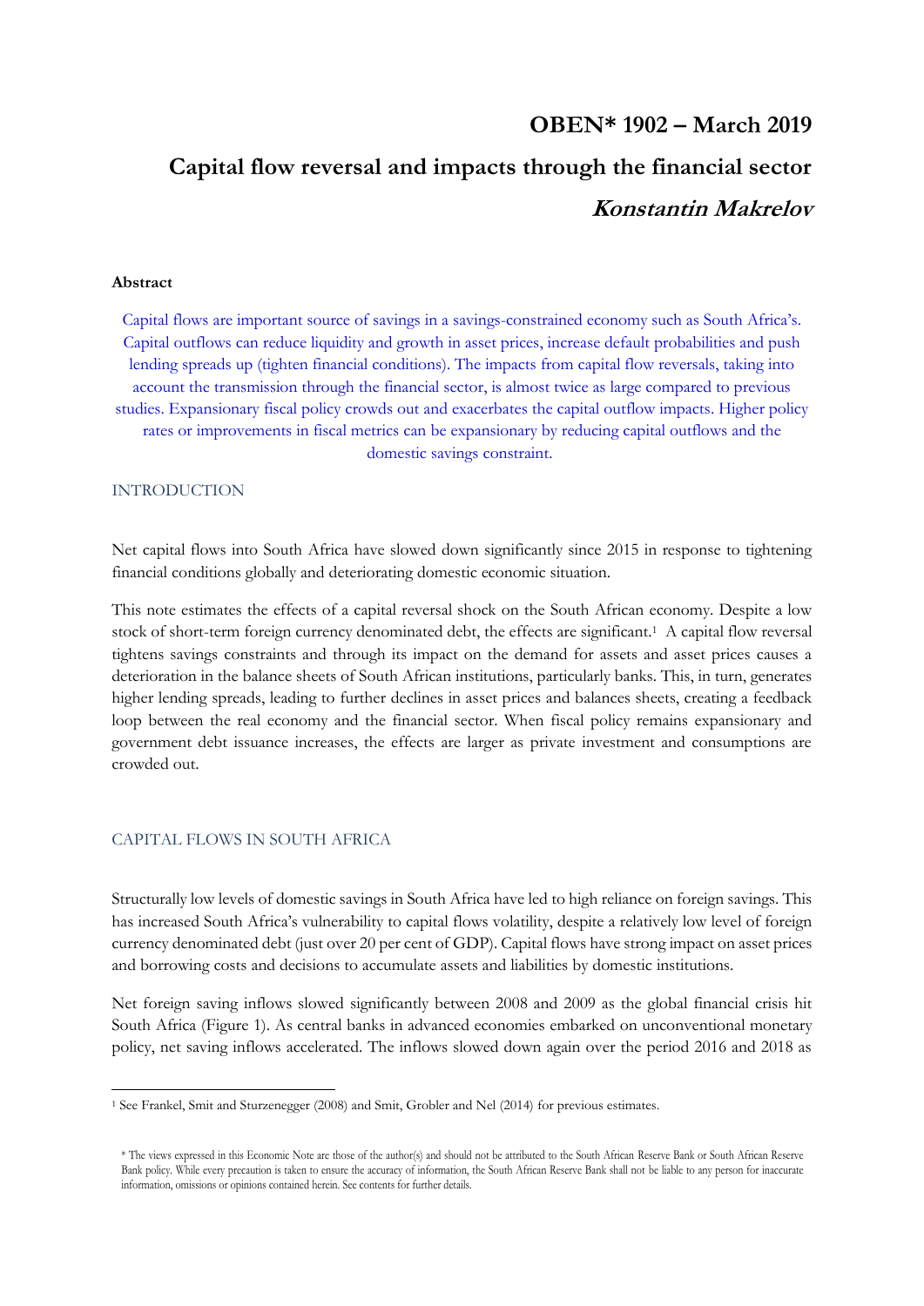# OBEN* 1902 – March 2019

# Capital flow reversal and impacts through the financial sector

## *Konstantin Makrelov*

**Abstract**

Capital flows are important source of savings in a savings-constrained economy such as South Africa's. Capital outflows can reduce liquidity and growth in asset prices, increase default probabilities and push lending spreads up (tighten financial conditions). The impacts from capital flow reversals, taking into account the transmission through the financial sector, is almost twice as large compared to previous studies. Expansionary fiscal policy crowds out and exacerbates the capital outflow impacts. Higher policy rates or improvements in fiscal metrics can be expansionary by reducing capital outflows and the domestic savings constraint.

## INTRODUCTION

Net capital flows into South Africa have slowed down significantly since 2015 in response to tightening financial conditions globally and deteriorating domestic economic situation.

This note estimates the effects of a capital reversal shock on the South African economy. Despite a low stock of short-term foreign currency denominated debt, the effects are significant.[1] A capital flow reversal tightens savings constraints and through its impact on the demand for assets and asset prices causes a deterioration in the balance sheets of South African institutions, particularly banks. This, in turn, generates higher lending spreads, leading to further declines in asset prices and balances sheets, creating a feedback loop between the real economy and the financial sector. When fiscal policy remains expansionary and government debt issuance increases, the effects are larger as private investment and consumptions are crowded out.

## CAPITAL FLOWS IN SOUTH AFRICA

Structurally low levels of domestic savings in South Africa have led to high reliance on foreign savings. This has increased South Africa's vulnerability to capital flows volatility, despite a relatively low level of foreign currency denominated debt (just over 20 per cent of GDP). Capital flows have strong impact on asset prices and borrowing costs and decisions to accumulate assets and liabilities by domestic institutions.

Net foreign saving inflows slowed significantly between 2008 and 2009 as the global financial crisis hit South Africa (Figure 1). As central banks in advanced economies embarked on unconventional monetary policy, net saving inflows accelerated. The inflows slowed down again over the period 2016 and 2018 as

[1] See Frankel, Smit and Sturzenegger (2008) and Smit, Grobler and Nel (2014) for previous estimates.

\* The views expressed in this Economic Note are those of the author(s) and should not be attributed to the South African Reserve Bank or South African Reserve Bank policy. While every precaution is taken to ensure the accuracy of information, the South African Reserve Bank shall not be liable to any person for inaccurate information, omissions or opinions contained herein. See contents for further details.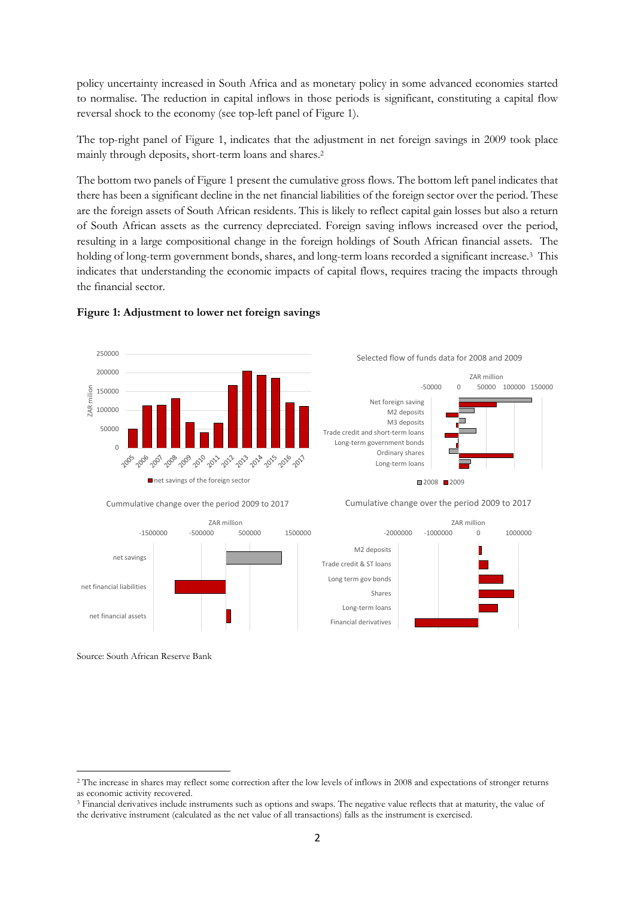policy uncertainty increased in South Africa and as monetary policy in some advanced economies started to normalise. The reduction in capital inflows in those periods is significant, constituting a capital flow reversal shock to the economy (see top-left panel of Figure 1).

The top-right panel of Figure 1, indicates that the adjustment in net foreign savings in 2009 took place mainly through deposits, short-term loans and shares.[2]

The bottom two panels of Figure 1 present the cumulative gross flows. The bottom left panel indicates that there has been a significant decline in the net financial liabilities of the foreign sector over the period. These are the foreign assets of South African residents. This is likely to reflect capital gain losses but also a return of South African assets as the currency depreciated. Foreign saving inflows increased over the period, resulting in a large compositional change in the foreign holdings of South African financial assets. The holding of long-term government bonds, shares, and long-term loans recorded a significant increase.[3] This indicates that understanding the economic impacts of capital flows, requires tracing the impacts through the financial sector.

**Figure 1: Adjustment to lower net foreign savings**

Source: South African Reserve Bank

---

[2] The increase in shares may reflect some correction after the low levels of inflows in 2008 and expectations of stronger returns as economic activity recovered.

[3] Financial derivatives include instruments such as options and swaps. The negative value reflects that at maturity, the value of the derivative instrument (calculated as the net value of all transactions) falls as the instrument is exercised.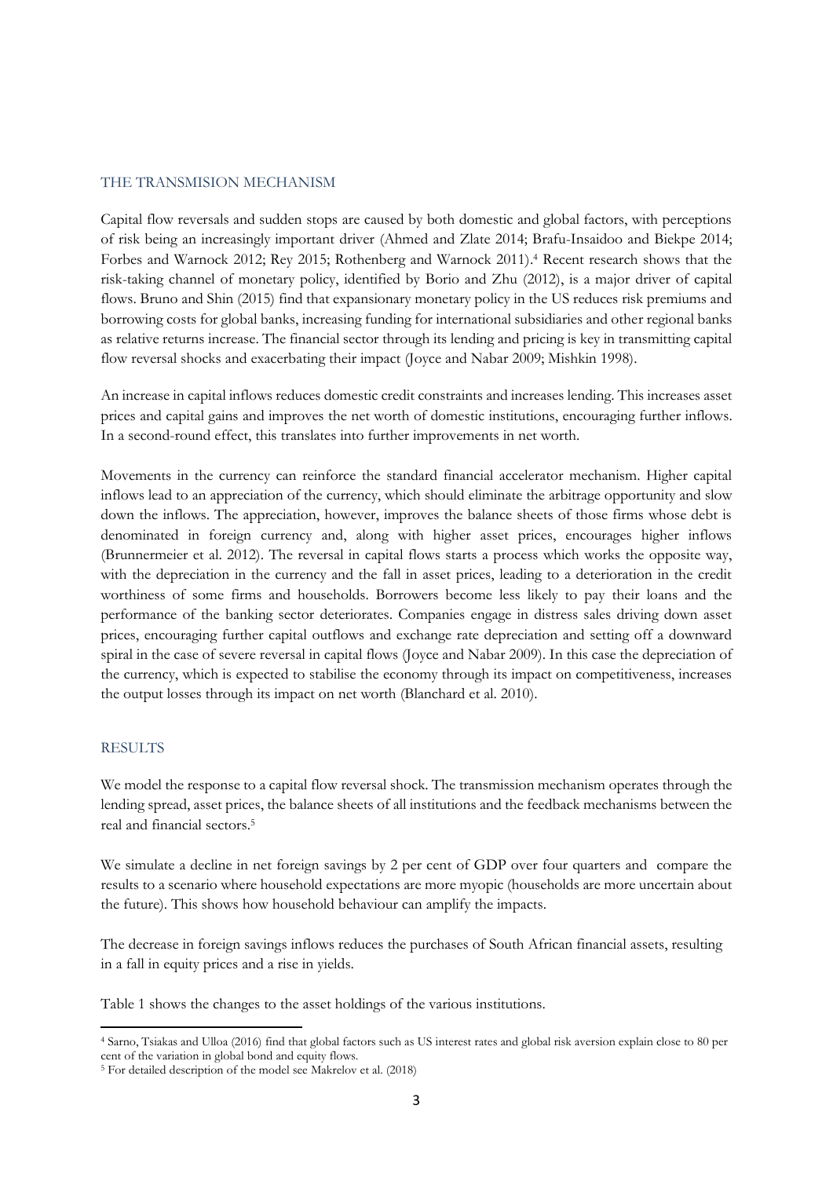## THE TRANSMISION MECHANISM

Capital flow reversals and sudden stops are caused by both domestic and global factors, with perceptions of risk being an increasingly important driver (Ahmed and Zlate 2014; Brafu-Insaidoo and Biekpe 2014; Forbes and Warnock 2012; Rey 2015; Rothenberg and Warnock 2011).[4] Recent research shows that the risk-taking channel of monetary policy, identified by Borio and Zhu (2012), is a major driver of capital flows. Bruno and Shin (2015) find that expansionary monetary policy in the US reduces risk premiums and borrowing costs for global banks, increasing funding for international subsidiaries and other regional banks as relative returns increase. The financial sector through its lending and pricing is key in transmitting capital flow reversal shocks and exacerbating their impact (Joyce and Nabar 2009; Mishkin 1998).

An increase in capital inflows reduces domestic credit constraints and increases lending. This increases asset prices and capital gains and improves the net worth of domestic institutions, encouraging further inflows. In a second-round effect, this translates into further improvements in net worth.

Movements in the currency can reinforce the standard financial accelerator mechanism. Higher capital inflows lead to an appreciation of the currency, which should eliminate the arbitrage opportunity and slow down the inflows. The appreciation, however, improves the balance sheets of those firms whose debt is denominated in foreign currency and, along with higher asset prices, encourages higher inflows (Brunnermeier et al. 2012). The reversal in capital flows starts a process which works the opposite way, with the depreciation in the currency and the fall in asset prices, leading to a deterioration in the credit worthiness of some firms and households. Borrowers become less likely to pay their loans and the performance of the banking sector deteriorates. Companies engage in distress sales driving down asset prices, encouraging further capital outflows and exchange rate depreciation and setting off a downward spiral in the case of severe reversal in capital flows (Joyce and Nabar 2009). In this case the depreciation of the currency, which is expected to stabilise the economy through its impact on competitiveness, increases the output losses through its impact on net worth (Blanchard et al. 2010).

## RESULTS

We model the response to a capital flow reversal shock. The transmission mechanism operates through the lending spread, asset prices, the balance sheets of all institutions and the feedback mechanisms between the real and financial sectors.[5]

We simulate a decline in net foreign savings by 2 per cent of GDP over four quarters and compare the results to a scenario where household expectations are more myopic (households are more uncertain about the future). This shows how household behaviour can amplify the impacts.

The decrease in foreign savings inflows reduces the purchases of South African financial assets, resulting in a fall in equity prices and a rise in yields.

Table 1 shows the changes to the asset holdings of the various institutions.

---

[4] Sarno, Tsiakas and Ulloa (2016) find that global factors such as US interest rates and global risk aversion explain close to 80 per cent of the variation in global bond and equity flows.

[5] For detailed description of the model see Makrelov et al. (2018)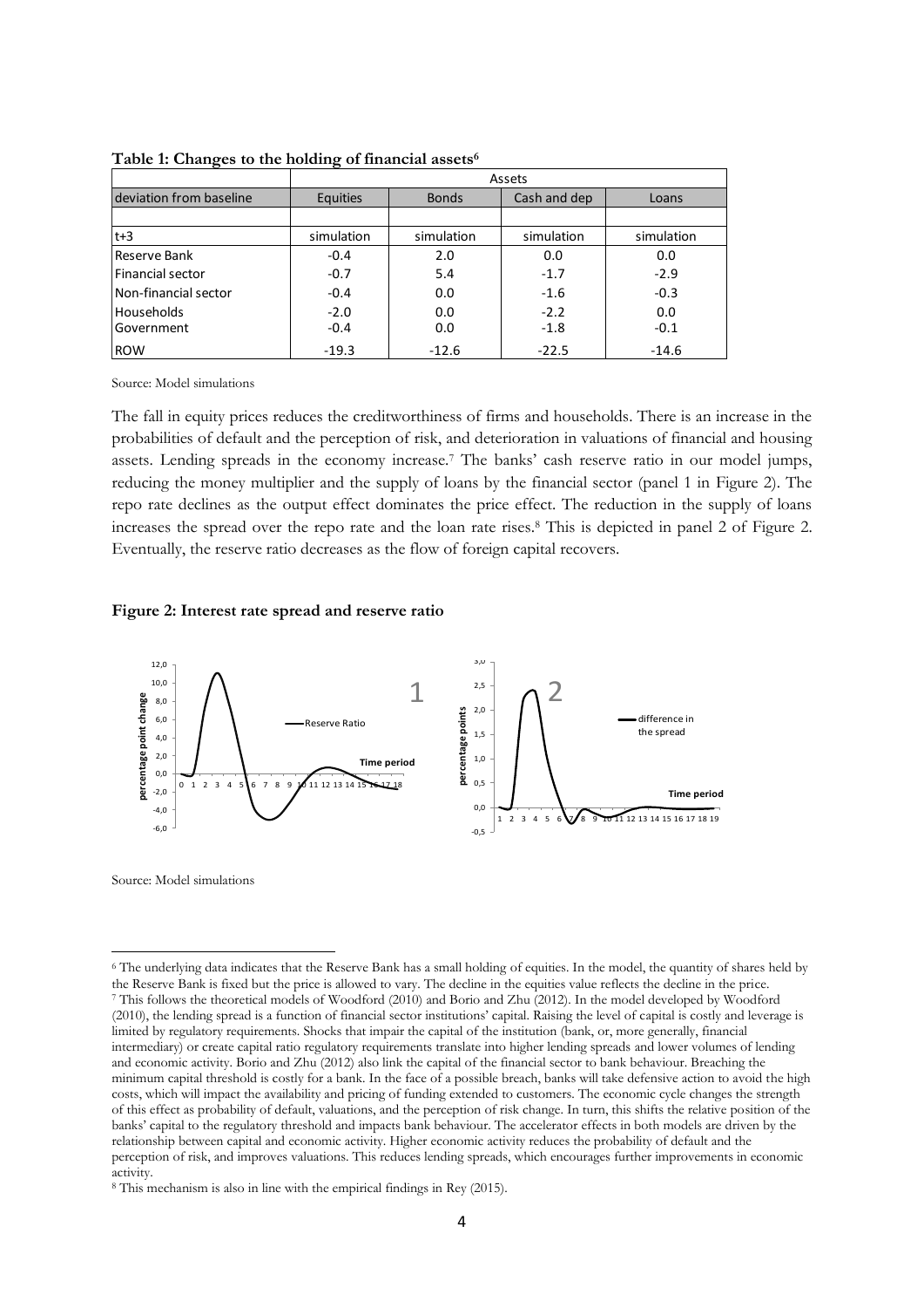**Table 1: Changes to the holding of financial assets[6]**

| | Assets | | | |
|---|---|---|---|---|
| deviation from baseline | Equities | Bonds | Cash and dep | Loans |
| | | | | |
| t+3 | simulation | simulation | simulation | simulation |
| Reserve Bank | -0.4 | 2.0 | 0.0 | 0.0 |
| Financial sector | -0.7 | 5.4 | -1.7 | -2.9 |
| Non-financial sector | -0.4 | 0.0 | -1.6 | -0.3 |
| Households | -2.0 | 0.0 | -2.2 | 0.0 |
| Government | -0.4 | 0.0 | -1.8 | -0.1 |
| ROW | -19.3 | -12.6 | -22.5 | -14.6 |

Source: Model simulations

The fall in equity prices reduces the creditworthiness of firms and households. There is an increase in the probabilities of default and the perception of risk, and deterioration in valuations of financial and housing assets. Lending spreads in the economy increase.[7] The banks' cash reserve ratio in our model jumps, reducing the money multiplier and the supply of loans by the financial sector (panel 1 in Figure 2). The repo rate declines as the output effect dominates the price effect. The reduction in the supply of loans increases the spread over the repo rate and the loan rate rises.[8] This is depicted in panel 2 of Figure 2. Eventually, the reserve ratio decreases as the flow of foreign capital recovers.

**Figure 2: Interest rate spread and reserve ratio**

Source: Model simulations

---

[6] The underlying data indicates that the Reserve Bank has a small holding of equities. In the model, the quantity of shares held by the Reserve Bank is fixed but the price is allowed to vary. The decline in the equities value reflects the decline in the price.

[7] This follows the theoretical models of Woodford (2010) and Borio and Zhu (2012). In the model developed by Woodford (2010), the lending spread is a function of financial sector institutions' capital. Raising the level of capital is costly and leverage is limited by regulatory requirements. Shocks that impair the capital of the institution (bank, or, more generally, financial intermediary) or create capital ratio regulatory requirements translate into higher lending spreads and lower volumes of lending and economic activity. Borio and Zhu (2012) also link the capital of the financial sector to bank behaviour. Breaching the minimum capital threshold is costly for a bank. In the face of a possible breach, banks will take defensive action to avoid the high costs, which will impact the availability and pricing of funding extended to customers. The economic cycle changes the strength of this effect as probability of default, valuations, and the perception of risk change. In turn, this shifts the relative position of the banks' capital to the regulatory threshold and impacts bank behaviour. The accelerator effects in both models are driven by the relationship between capital and economic activity. Higher economic activity reduces the probability of default and the perception of risk, and improves valuations. This reduces lending spreads, which encourages further improvements in economic activity.

[8] This mechanism is also in line with the empirical findings in Rey (2015).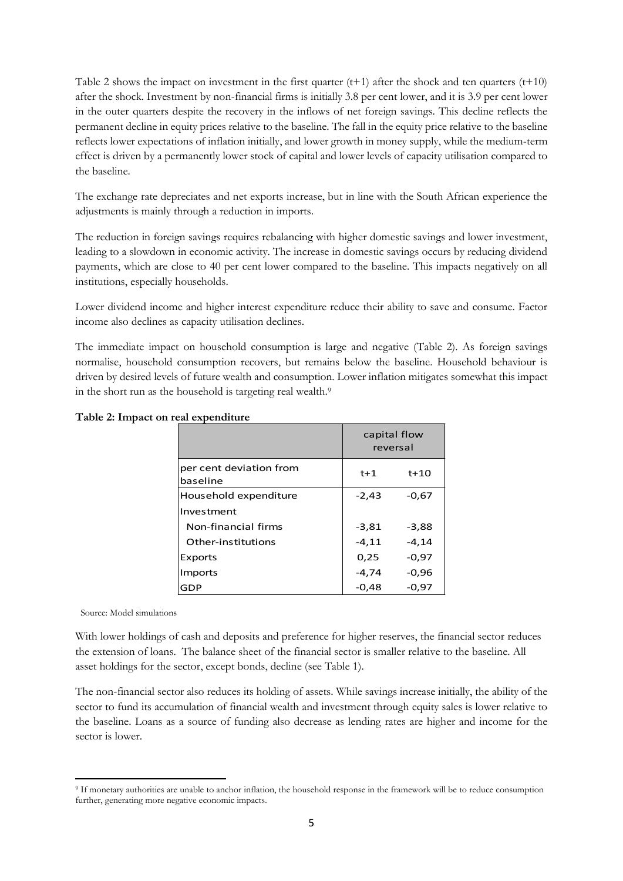Table 2 shows the impact on investment in the first quarter (t+1) after the shock and ten quarters (t+10) after the shock. Investment by non-financial firms is initially 3.8 per cent lower, and it is 3.9 per cent lower in the outer quarters despite the recovery in the inflows of net foreign savings. This decline reflects the permanent decline in equity prices relative to the baseline. The fall in the equity price relative to the baseline reflects lower expectations of inflation initially, and lower growth in money supply, while the medium-term effect is driven by a permanently lower stock of capital and lower levels of capacity utilisation compared to the baseline.

The exchange rate depreciates and net exports increase, but in line with the South African experience the adjustments is mainly through a reduction in imports.

The reduction in foreign savings requires rebalancing with higher domestic savings and lower investment, leading to a slowdown in economic activity. The increase in domestic savings occurs by reducing dividend payments, which are close to 40 per cent lower compared to the baseline. This impacts negatively on all institutions, especially households.

Lower dividend income and higher interest expenditure reduce their ability to save and consume. Factor income also declines as capacity utilisation declines.

The immediate impact on household consumption is large and negative (Table 2). As foreign savings normalise, household consumption recovers, but remains below the baseline. Household behaviour is driven by desired levels of future wealth and consumption. Lower inflation mitigates somewhat this impact in the short run as the household is targeting real wealth.[9]

**Table 2: Impact on real expenditure**

| | capital flow reversal | |
|---|---|---|
| per cent deviation from baseline | t+1 | t+10 |
| Household expenditure | -2,43 | -0,67 |
| Investment | | |
| Non-financial firms | -3,81 | -3,88 |
| Other-institutions | -4,11 | -4,14 |
| Exports | 0,25 | -0,97 |
| Imports | -4,74 | -0,96 |
| GDP | -0,48 | -0,97 |

Source: Model simulations

With lower holdings of cash and deposits and preference for higher reserves, the financial sector reduces the extension of loans. The balance sheet of the financial sector is smaller relative to the baseline. All asset holdings for the sector, except bonds, decline (see Table 1).

The non-financial sector also reduces its holding of assets. While savings increase initially, the ability of the sector to fund its accumulation of financial wealth and investment through equity sales is lower relative to the baseline. Loans as a source of funding also decrease as lending rates are higher and income for the sector is lower.

[9] If monetary authorities are unable to anchor inflation, the household response in the framework will be to reduce consumption further, generating more negative economic impacts.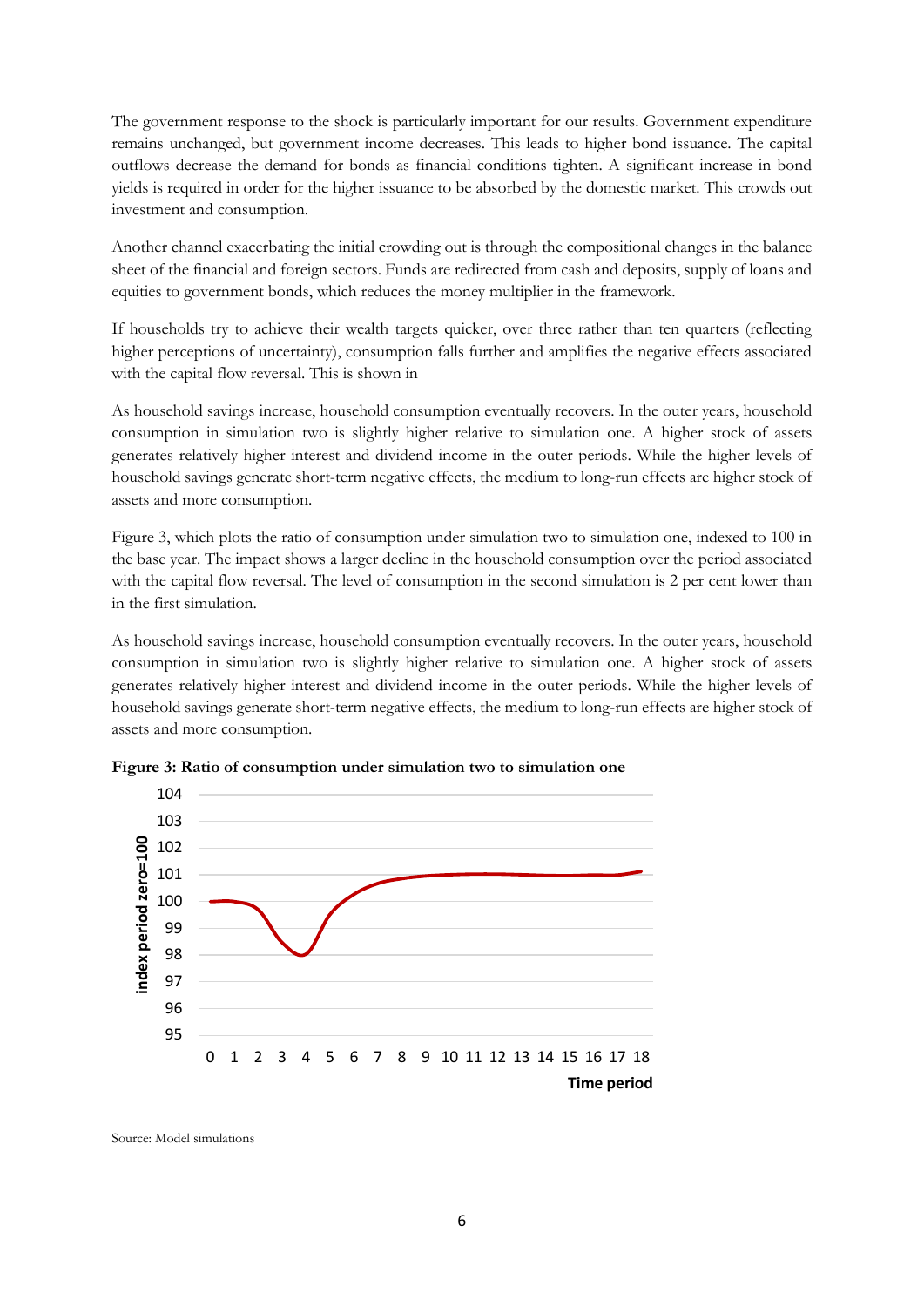The government response to the shock is particularly important for our results. Government expenditure remains unchanged, but government income decreases. This leads to higher bond issuance. The capital outflows decrease the demand for bonds as financial conditions tighten. A significant increase in bond yields is required in order for the higher issuance to be absorbed by the domestic market. This crowds out investment and consumption.

Another channel exacerbating the initial crowding out is through the compositional changes in the balance sheet of the financial and foreign sectors. Funds are redirected from cash and deposits, supply of loans and equities to government bonds, which reduces the money multiplier in the framework.

If households try to achieve their wealth targets quicker, over three rather than ten quarters (reflecting higher perceptions of uncertainty), consumption falls further and amplifies the negative effects associated with the capital flow reversal. This is shown in

As household savings increase, household consumption eventually recovers. In the outer years, household consumption in simulation two is slightly higher relative to simulation one. A higher stock of assets generates relatively higher interest and dividend income in the outer periods. While the higher levels of household savings generate short-term negative effects, the medium to long-run effects are higher stock of assets and more consumption.

Figure 3, which plots the ratio of consumption under simulation two to simulation one, indexed to 100 in the base year. The impact shows a larger decline in the household consumption over the period associated with the capital flow reversal. The level of consumption in the second simulation is 2 per cent lower than in the first simulation.

As household savings increase, household consumption eventually recovers. In the outer years, household consumption in simulation two is slightly higher relative to simulation one. A higher stock of assets generates relatively higher interest and dividend income in the outer periods. While the higher levels of household savings generate short-term negative effects, the medium to long-run effects are higher stock of assets and more consumption.

**Figure 3: Ratio of consumption under simulation two to simulation one**

Source: Model simulations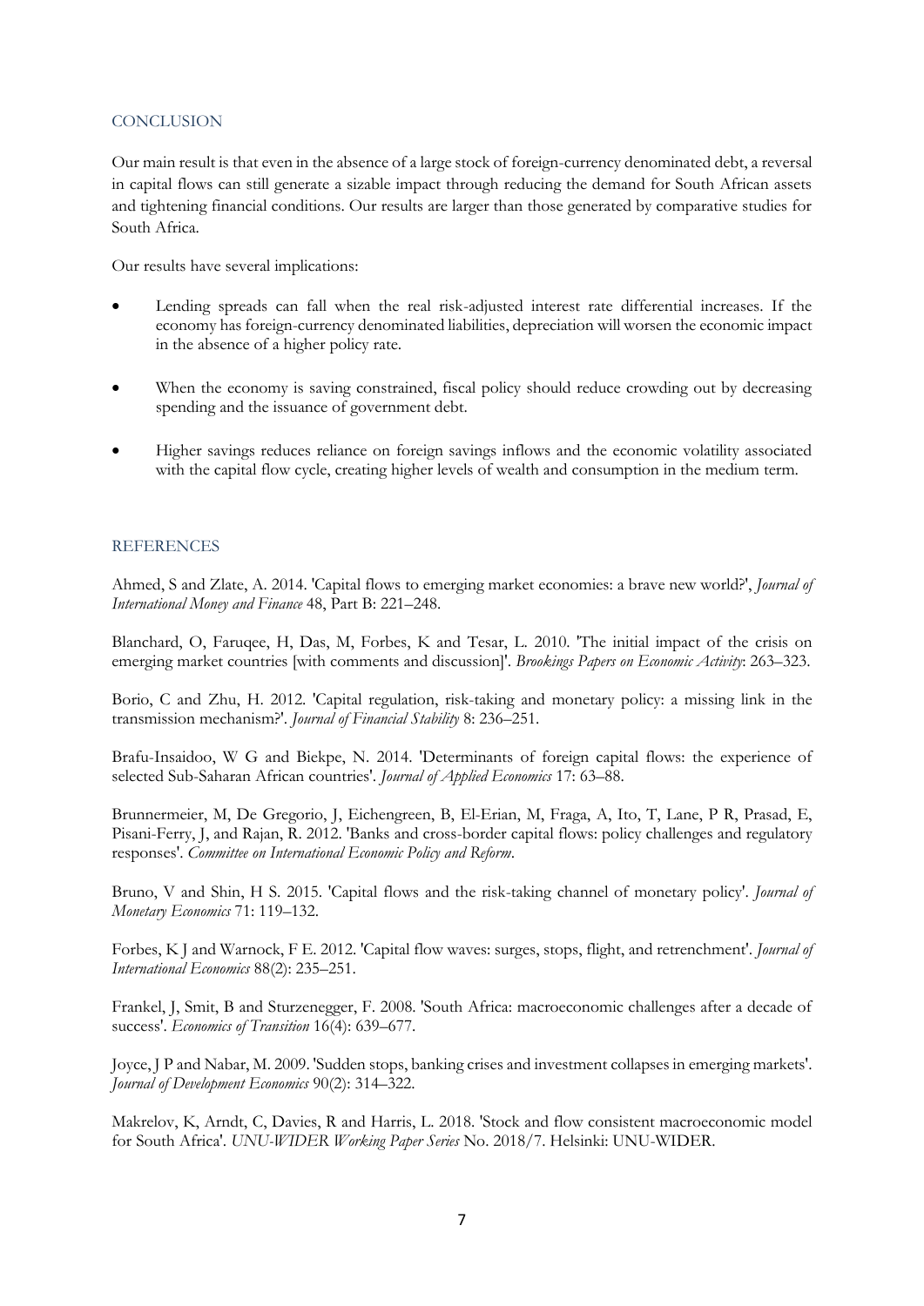## CONCLUSION

Our main result is that even in the absence of a large stock of foreign-currency denominated debt, a reversal in capital flows can still generate a sizable impact through reducing the demand for South African assets and tightening financial conditions. Our results are larger than those generated by comparative studies for South Africa.

Our results have several implications:

- Lending spreads can fall when the real risk-adjusted interest rate differential increases. If the economy has foreign-currency denominated liabilities, depreciation will worsen the economic impact in the absence of a higher policy rate.
- When the economy is saving constrained, fiscal policy should reduce crowding out by decreasing spending and the issuance of government debt.
- Higher savings reduces reliance on foreign savings inflows and the economic volatility associated with the capital flow cycle, creating higher levels of wealth and consumption in the medium term.

## REFERENCES

Ahmed, S and Zlate, A. 2014. 'Capital flows to emerging market economies: a brave new world?', *Journal of International Money and Finance* 48, Part B: 221–248.

Blanchard, O, Faruqee, H, Das, M, Forbes, K and Tesar, L. 2010. 'The initial impact of the crisis on emerging market countries [with comments and discussion]'. *Brookings Papers on Economic Activity*: 263–323.

Borio, C and Zhu, H. 2012. 'Capital regulation, risk-taking and monetary policy: a missing link in the transmission mechanism?'. *Journal of Financial Stability* 8: 236–251.

Brafu-Insaidoo, W G and Biekpe, N. 2014. 'Determinants of foreign capital flows: the experience of selected Sub-Saharan African countries'. *Journal of Applied Economics* 17: 63–88.

Brunnermeier, M, De Gregorio, J, Eichengreen, B, El-Erian, M, Fraga, A, Ito, T, Lane, P R, Prasad, E, Pisani-Ferry, J, and Rajan, R. 2012. 'Banks and cross-border capital flows: policy challenges and regulatory responses'. *Committee on International Economic Policy and Reform*.

Bruno, V and Shin, H S. 2015. 'Capital flows and the risk-taking channel of monetary policy'. *Journal of Monetary Economics* 71: 119–132.

Forbes, K J and Warnock, F E. 2012. 'Capital flow waves: surges, stops, flight, and retrenchment'. *Journal of International Economics* 88(2): 235–251.

Frankel, J, Smit, B and Sturzenegger, F. 2008. 'South Africa: macroeconomic challenges after a decade of success'. *Economics of Transition* 16(4): 639–677.

Joyce, J P and Nabar, M. 2009. 'Sudden stops, banking crises and investment collapses in emerging markets'. *Journal of Development Economics* 90(2): 314–322.

Makrelov, K, Arndt, C, Davies, R and Harris, L. 2018. 'Stock and flow consistent macroeconomic model for South Africa'. *UNU-WIDER Working Paper Series* No. 2018/7. Helsinki: UNU-WIDER.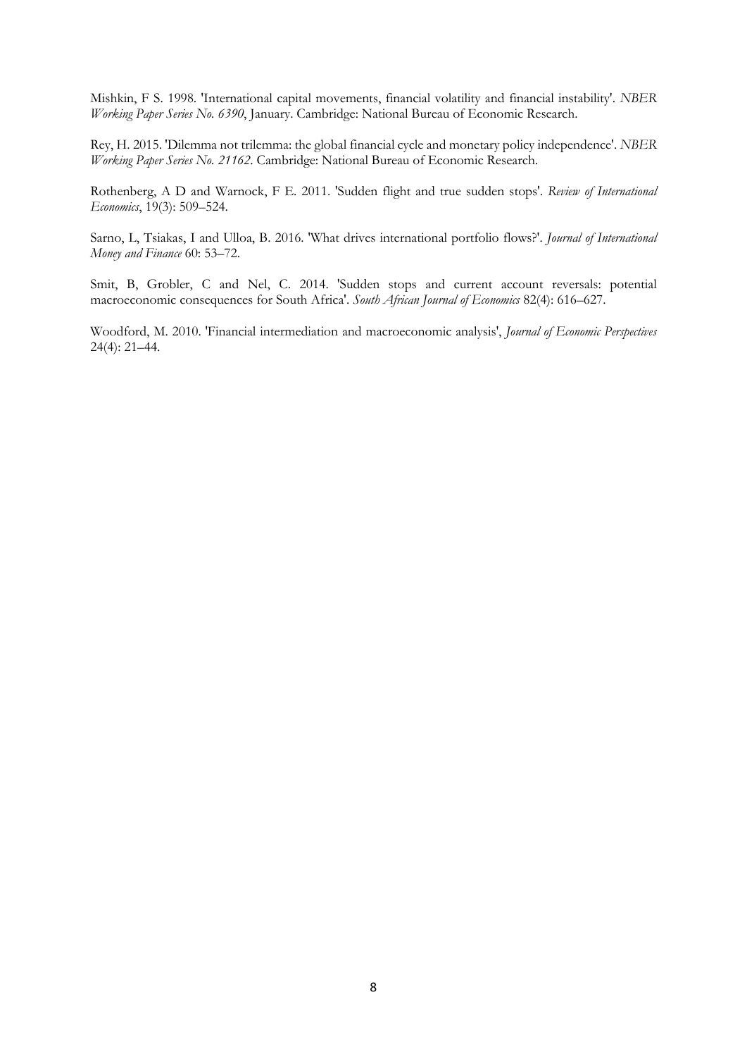Mishkin, F S. 1998. 'International capital movements, financial volatility and financial instability'. *NBER Working Paper Series No. 6390*, January. Cambridge: National Bureau of Economic Research.

Rey, H. 2015. 'Dilemma not trilemma: the global financial cycle and monetary policy independence'. *NBER Working Paper Series No. 21162*. Cambridge: National Bureau of Economic Research.

Rothenberg, A D and Warnock, F E. 2011. 'Sudden flight and true sudden stops'. *Review of International Economics*, 19(3): 509–524.

Sarno, L, Tsiakas, I and Ulloa, B. 2016. 'What drives international portfolio flows?'. *Journal of International Money and Finance* 60: 53–72.

Smit, B, Grobler, C and Nel, C. 2014. 'Sudden stops and current account reversals: potential macroeconomic consequences for South Africa'. *South African Journal of Economics* 82(4): 616–627.

Woodford, M. 2010. 'Financial intermediation and macroeconomic analysis', *Journal of Economic Perspectives* 24(4): 21–44.